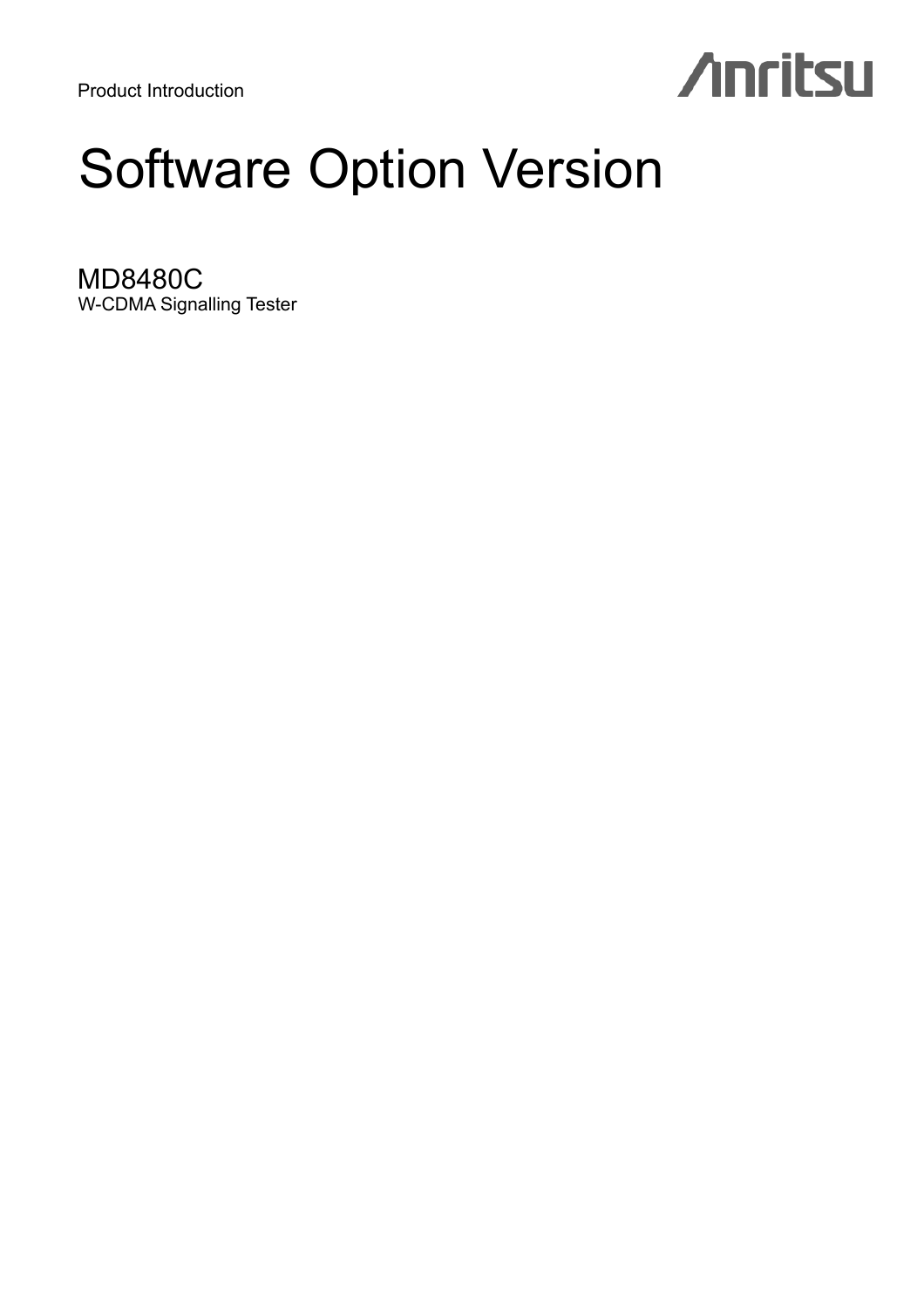Product Introduction

Anritsu

# Software Option Version

## MD8480C

W-CDMA Signalling Tester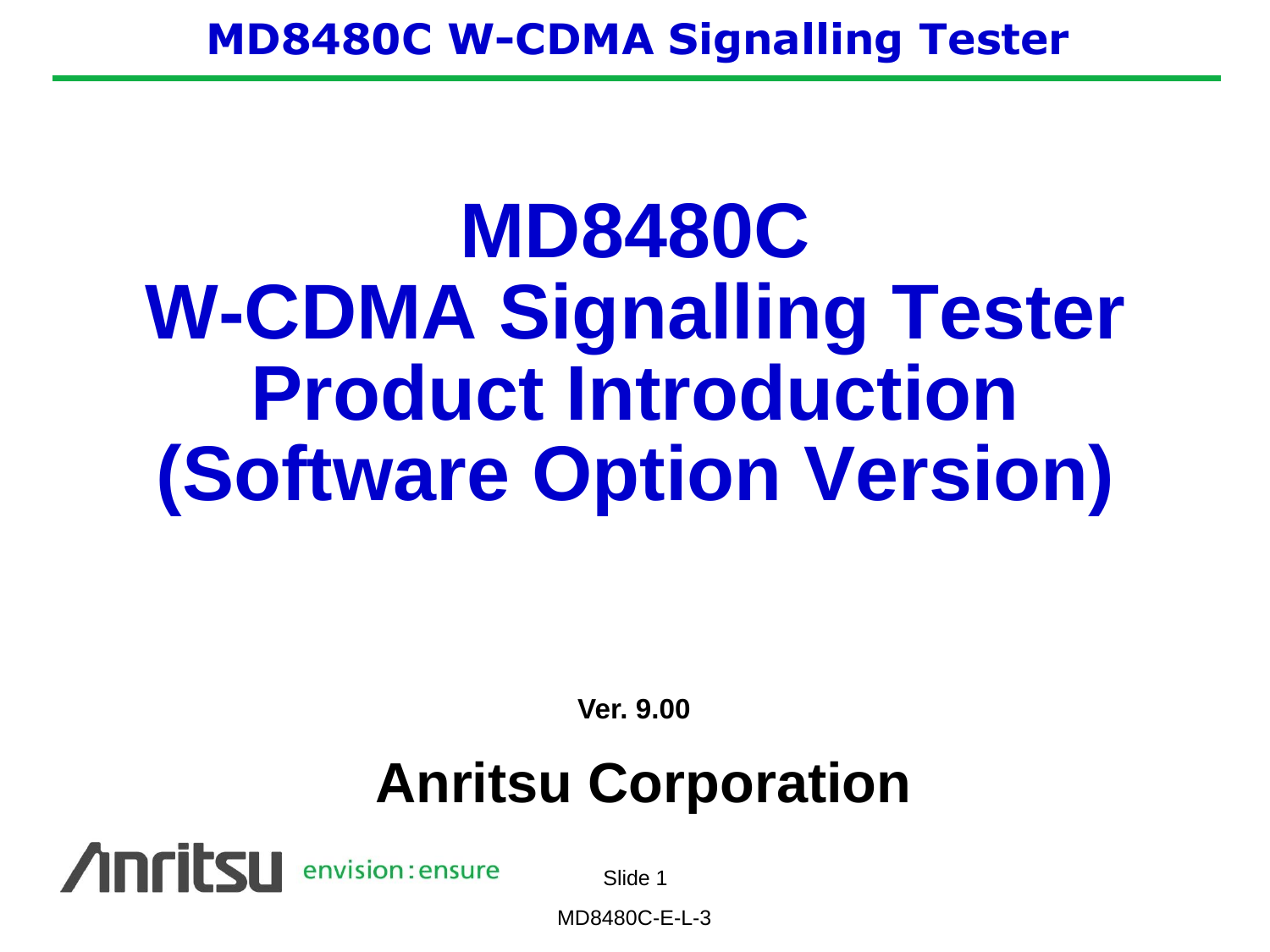# MD8480C W-CDMA Signalling Tester Product Introduction (Software Option Version)

**Ver. 9.00**

## Anritsu Corporation

MD8480C-E-L-3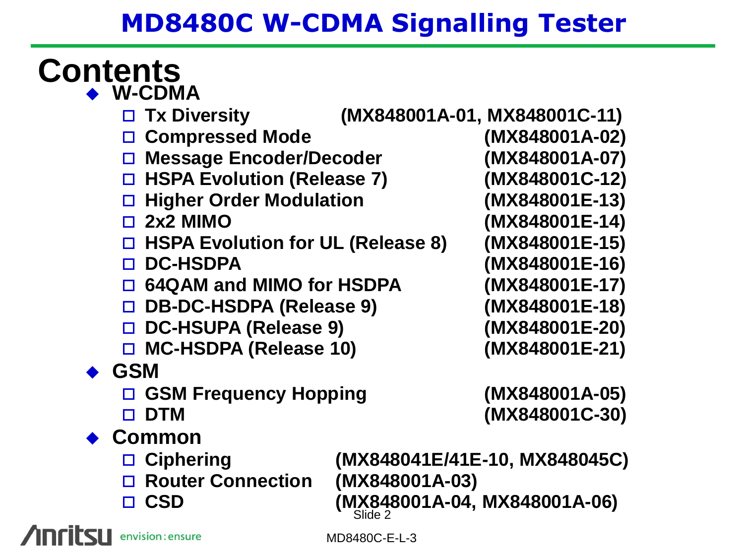# MD8480C W-CDMA Signalling Tester

## Contents

- **W-CDMA**
  - **Tx Diversity** (MX848001A-01, MX848001C-11)
  - **Compressed Mode** (MX848001A-02)
  - **Message Encoder/Decoder** (MX848001A-07)
  - **HSPA Evolution (Release 7)** (MX848001C-12)
  - **Higher Order Modulation** (MX848001E-13)
  - **2x2 MIMO** (MX848001E-14)
  - **HSPA Evolution for UL (Release 8)** (MX848001E-15)
  - **DC-HSDPA** (MX848001E-16)
  - **64QAM and MIMO for HSDPA** (MX848001E-17)
  - **DB-DC-HSDPA (Release 9)** (MX848001E-18)
  - **DC-HSUPA (Release 9)** (MX848001E-20)
  - **MC-HSDPA (Release 10)** (MX848001E-21)
- **GSM**
  - **GSM Frequency Hopping** (MX848001A-05)
  - **DTM** (MX848001C-30)
- **Common**
  - **Ciphering** (MX848041E/41E-10, MX848045C)
  - **Router Connection** (MX848001A-03)
  - **CSD** (MX848001A-04, MX848001A-06)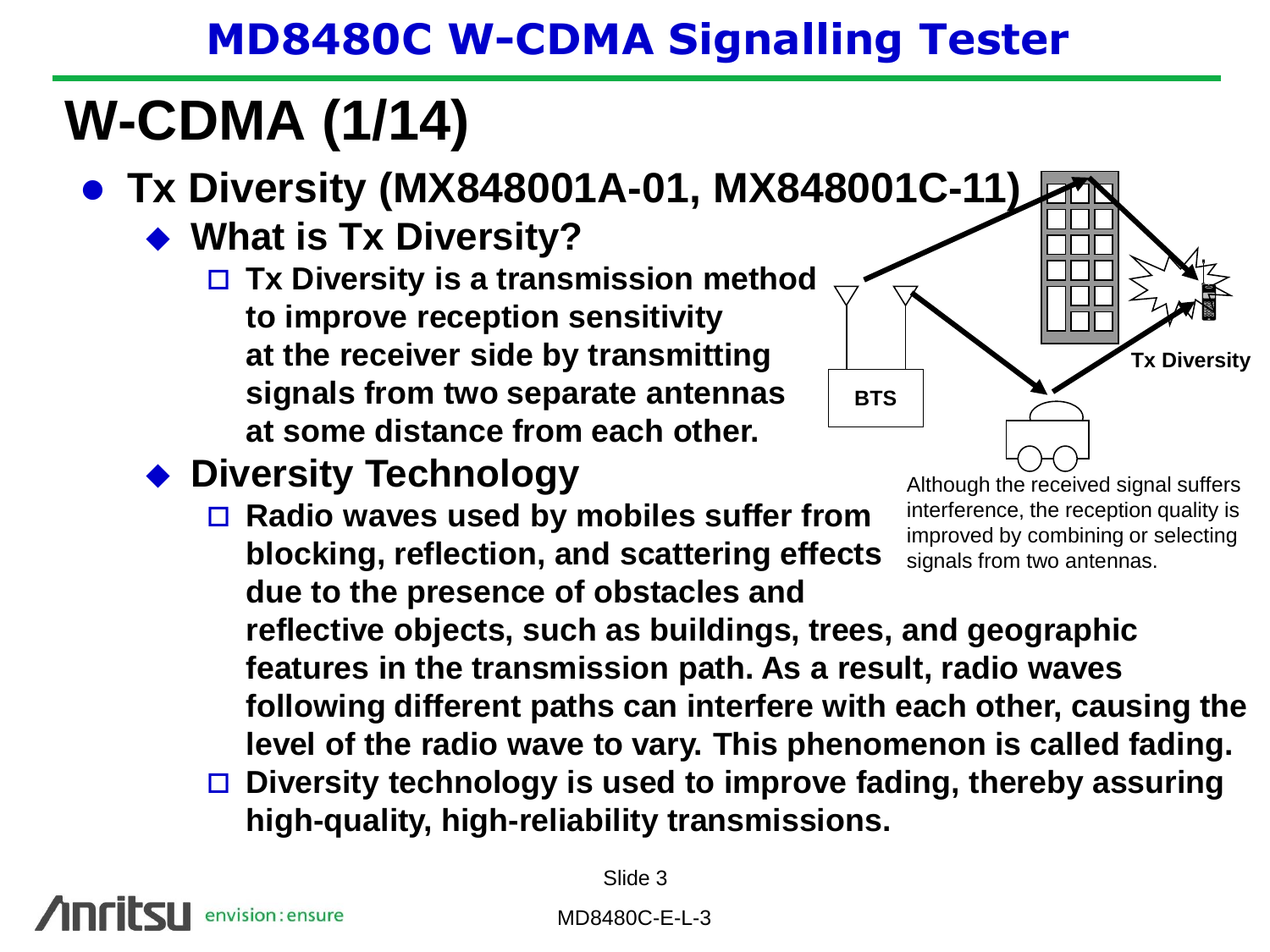# W-CDMA (1/14)

- **Tx Diversity (MX848001A-01, MX848001C-11)**
  - **What is Tx Diversity?**
    - **Tx Diversity is a transmission method to improve reception sensitivity at the receiver side by transmitting signals from two separate antennas at some distance from each other.**
  - **Diversity Technology**
    - **Radio waves used by mobiles suffer from blocking, reflection, and scattering effects due to the presence of obstacles and reflective objects, such as buildings, trees, and geographic features in the transmission path. As a result, radio waves following different paths can interfere with each other, causing the level of the radio wave to vary. This phenomenon is called fading.**
    - **Diversity technology is used to improve fading, thereby assuring high-quality, high-reliability transmissions.**

BTS

Tx Diversity

Although the received signal suffers interference, the reception quality is improved by combining or selecting signals from two antennas.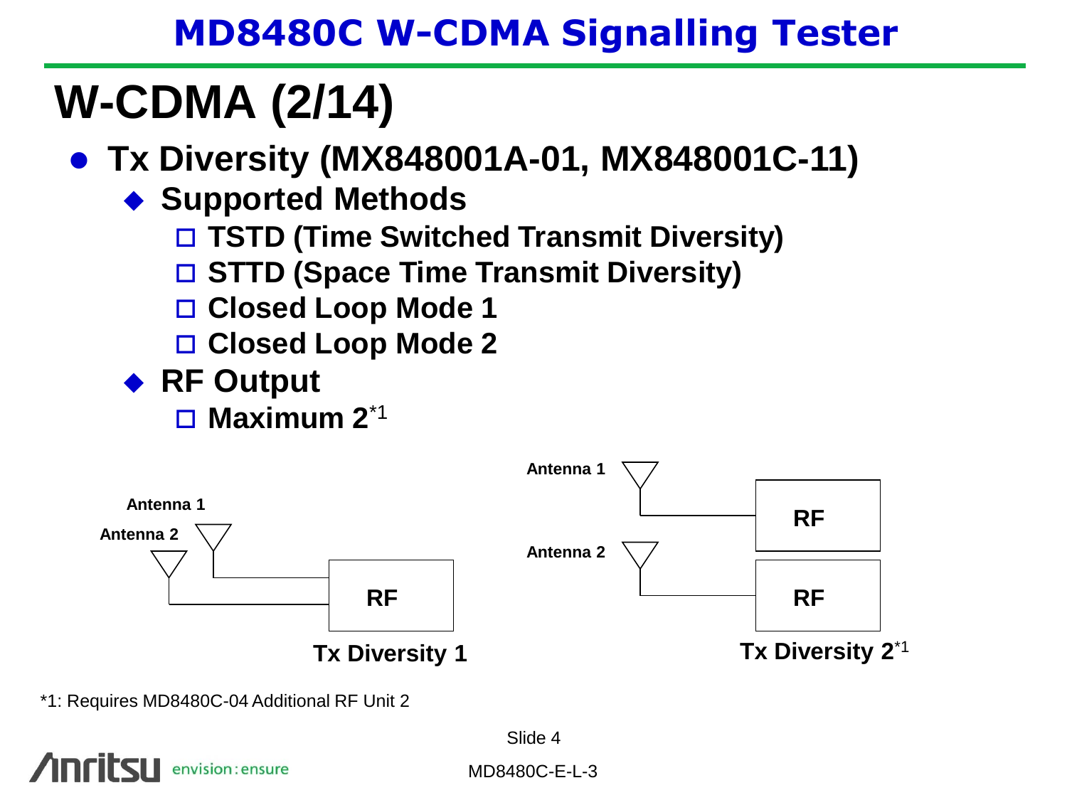# W-CDMA (2/14)

- **Tx Diversity (MX848001A-01, MX848001C-11)**
  - **Supported Methods**
    - TSTD (Time Switched Transmit Diversity)
    - STTD (Space Time Transmit Diversity)
    - Closed Loop Mode 1
    - Closed Loop Mode 2
  - **RF Output**
    - Maximum 2*1

Antenna 1
Antenna 2
RF

**Tx Diversity 1**

Antenna 1
Antenna 2
RF
RF

**Tx Diversity 2*1**

*1: Requires MD8480C-04 Additional RF Unit 2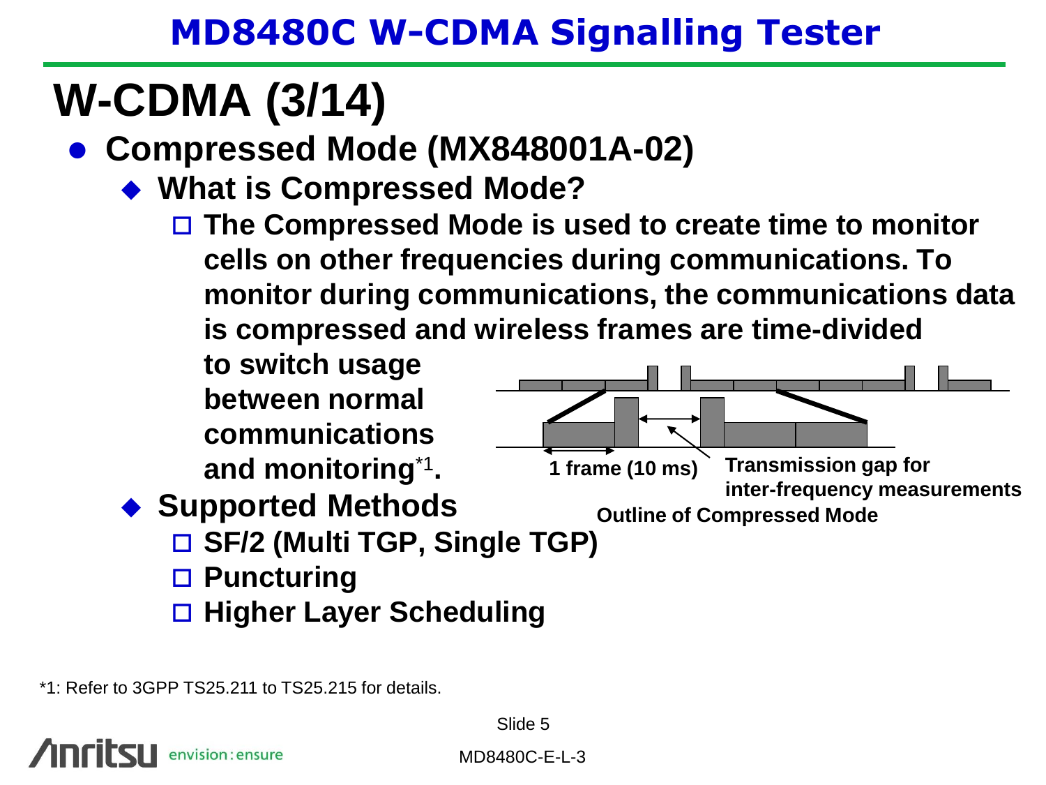# W-CDMA (3/14)

- **Compressed Mode (MX848001A-02)**
  - **What is Compressed Mode?**
    - **The Compressed Mode is used to create time to monitor cells on other frequencies during communications. To monitor during communications, the communications data is compressed and wireless frames are time-divided to switch usage between normal communications and monitoring[*1].**

1 frame (10 ms)

Transmission gap for inter-frequency measurements

**Outline of Compressed Mode**

  - **Supported Methods**
    - **SF/2 (Multi TGP, Single TGP)**
    - **Puncturing**
    - **Higher Layer Scheduling**

*1: Refer to 3GPP TS25.211 to TS25.215 for details.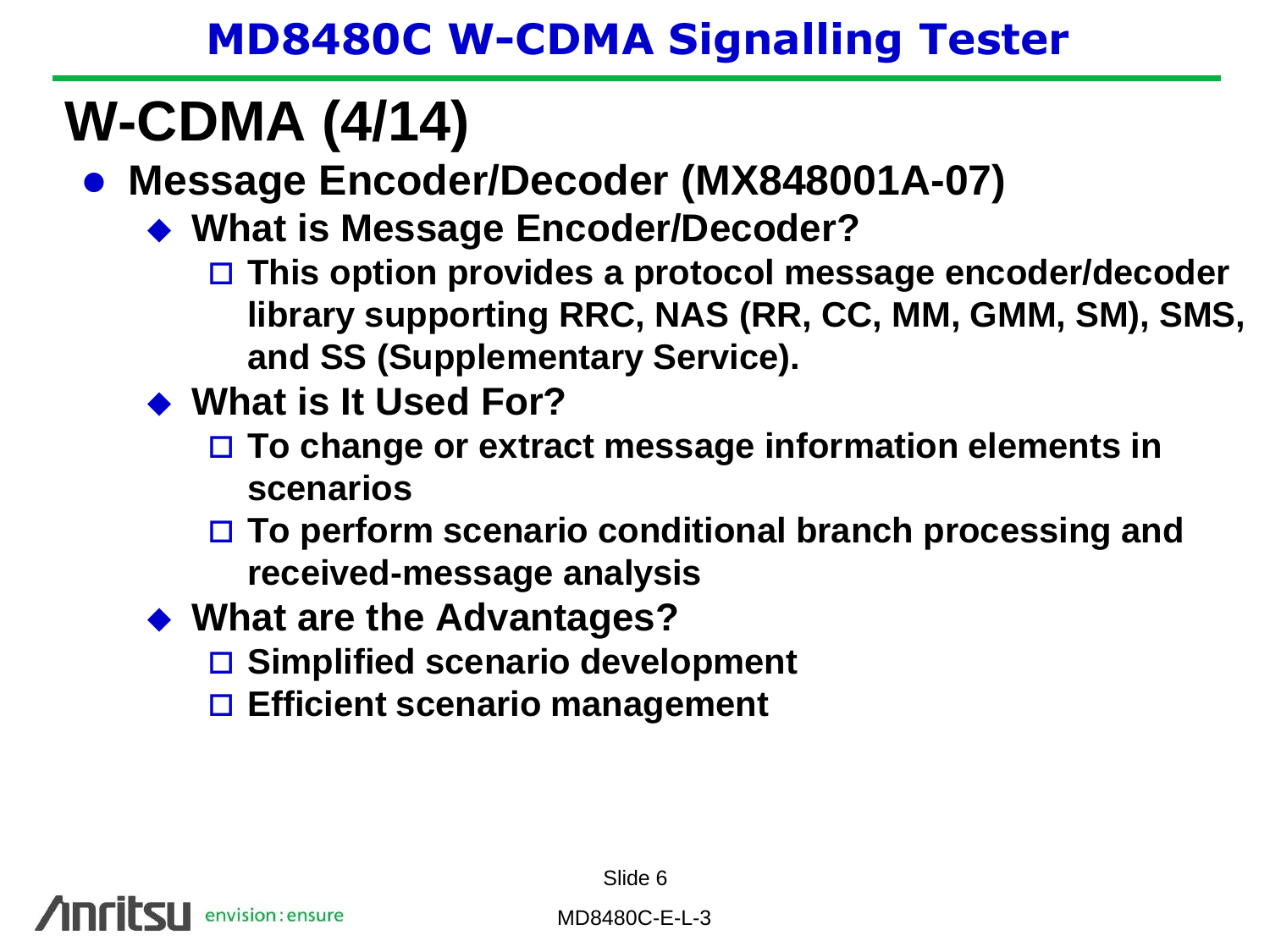# W-CDMA (4/14)

- **Message Encoder/Decoder (MX848001A-07)**
  - **What is Message Encoder/Decoder?**
    - **This option provides a protocol message encoder/decoder library supporting RRC, NAS (RR, CC, MM, GMM, SM), SMS, and SS (Supplementary Service).**
  - **What is It Used For?**
    - **To change or extract message information elements in scenarios**
    - **To perform scenario conditional branch processing and received-message analysis**
  - **What are the Advantages?**
    - **Simplified scenario development**
    - **Efficient scenario management**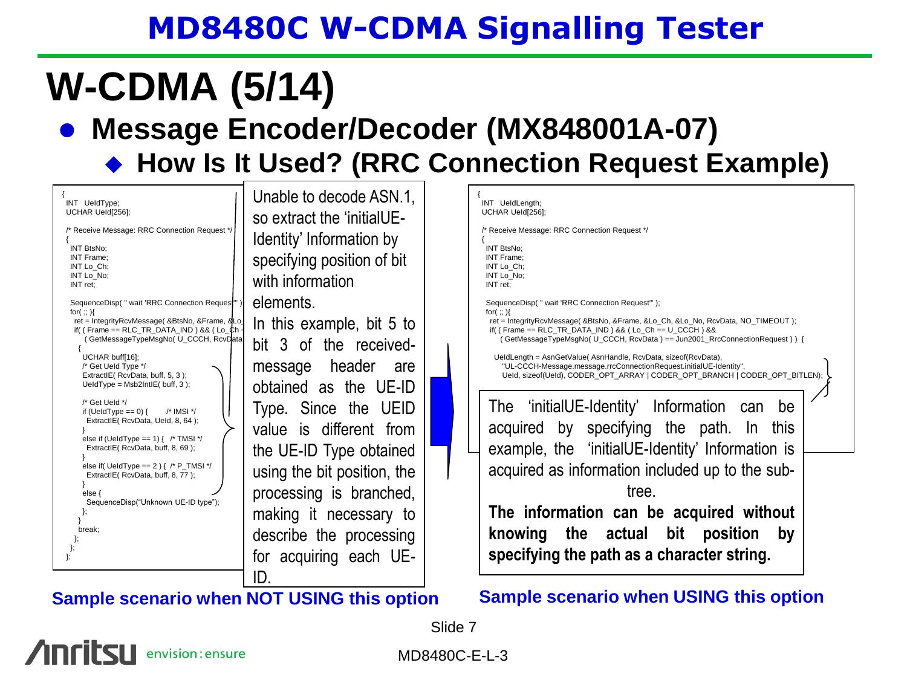# W-CDMA (5/14)

- **Message Encoder/Decoder (MX848001A-07)**
  - **How Is It Used? (RRC Connection Request Example)**

```
{
 INT  UeIdType;
 UCHAR UeId[256];

 /* Receive Message: RRC Connection Request */
 {
  INT BtsNo;
  INT Frame;
  INT Lo_Ch;
  INT Lo_No;
  INT ret;

  SequenceDisp( " wait 'RRC Connection Request'" );
  for( ;; ){
   ret = IntegrityRcvMessage( &BtsNo, &Frame, &Lo_
   if( ( Frame == RLC_TR_DATA_IND ) && ( Lo_Ch =
      ( GetMessageTypeMsgNo( U_CCCH, RcvData
   {
    UCHAR buff[16];
    /* Get UeId Type */
    ExtractIE( RcvData, buff, 5, 3 );
    UeIdType = Msb2IntIE( buff, 3 );

    /* Get UeId */
    if (UeIdType == 0) {      /* IMSI */
     ExtractIE( RcvData, UeId, 8, 64 );
    }
    else if (UeIdType == 1) {  /* TMSI */
     ExtractIE( RcvData, buff, 8, 69 );
    }
    else if( UeIdType == 2 ) {  /* P_TMSI */
     ExtractIE( RcvData, buff, 8, 77 );
    }
    else {
     SequenceDisp("Unknown UE-ID type");
    };
   }
   break;
  };
 };
};
```

Unable to decode ASN.1, so extract the 'initialUE-Identity' Information by specifying position of bit with information elements.
In this example, bit 5 to bit 3 of the received-message header are obtained as the UE-ID Type. Since the UEID value is different from the UE-ID Type obtained using the bit position, the processing is branched, making it necessary to describe the processing for acquiring each UE-ID.

**Sample scenario when NOT USING this option**

```
{
 INT  UeIdLength;
 UCHAR UeId[256];

 /* Receive Message: RRC Connection Request */
 {
  INT BtsNo;
  INT Frame;
  INT Lo_Ch;
  INT Lo_No;
  INT ret;

  SequenceDisp( " wait 'RRC Connection Request'" );
  for( ;; ){
   ret = IntegrityRcvMessage( &BtsNo, &Frame, &Lo_Ch, &Lo_No, RcvData, NO_TIMEOUT );
   if( ( Frame == RLC_TR_DATA_IND ) && ( Lo_Ch == U_CCCH ) &&
      ( GetMessageTypeMsgNo( U_CCCH, RcvData ) == Jun2001_RrcConnectionRequest ) ) {

    UeIdLength = AsnGetValue( AsnHandle, RcvData, sizeof(RcvData),
      "UL-CCCH-Message.message.rrcConnectionRequest.initialUE-Identity",
      UeId, sizeof(UeId), CODER_OPT_ARRAY | CODER_OPT_BRANCH | CODER_OPT_BITLEN);
```

The 'initialUE-Identity' Information can be acquired by specifying the path. In this example, the 'initialUE-Identity' Information is acquired as information included up to the sub-tree.
**The information can be acquired without knowing the actual bit position by specifying the path as a character string.**

**Sample scenario when USING this option**

MD8480C-E-L-3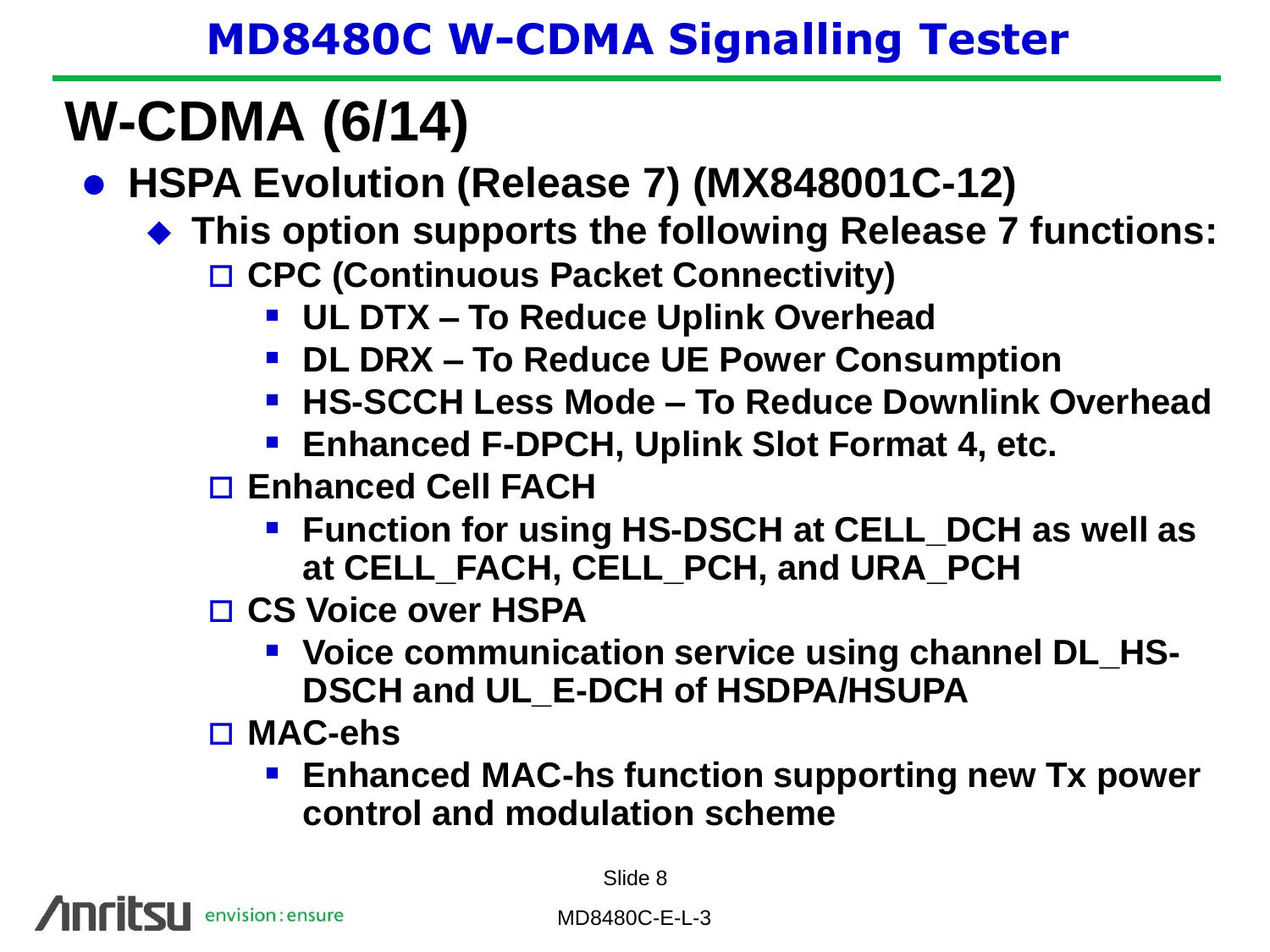# W-CDMA (6/14)

- **HSPA Evolution (Release 7) (MX848001C-12)**
  - **This option supports the following Release 7 functions:**
    - **CPC (Continuous Packet Connectivity)**
      - **UL DTX – To Reduce Uplink Overhead**
      - **DL DRX – To Reduce UE Power Consumption**
      - **HS-SCCH Less Mode – To Reduce Downlink Overhead**
      - **Enhanced F-DPCH, Uplink Slot Format 4, etc.**
    - **Enhanced Cell FACH**
      - **Function for using HS-DSCH at CELL_DCH as well as at CELL_FACH, CELL_PCH, and URA_PCH**
    - **CS Voice over HSPA**
      - **Voice communication service using channel DL_HS-DSCH and UL_E-DCH of HSDPA/HSUPA**
    - **MAC-ehs**
      - **Enhanced MAC-hs function supporting new Tx power control and modulation scheme**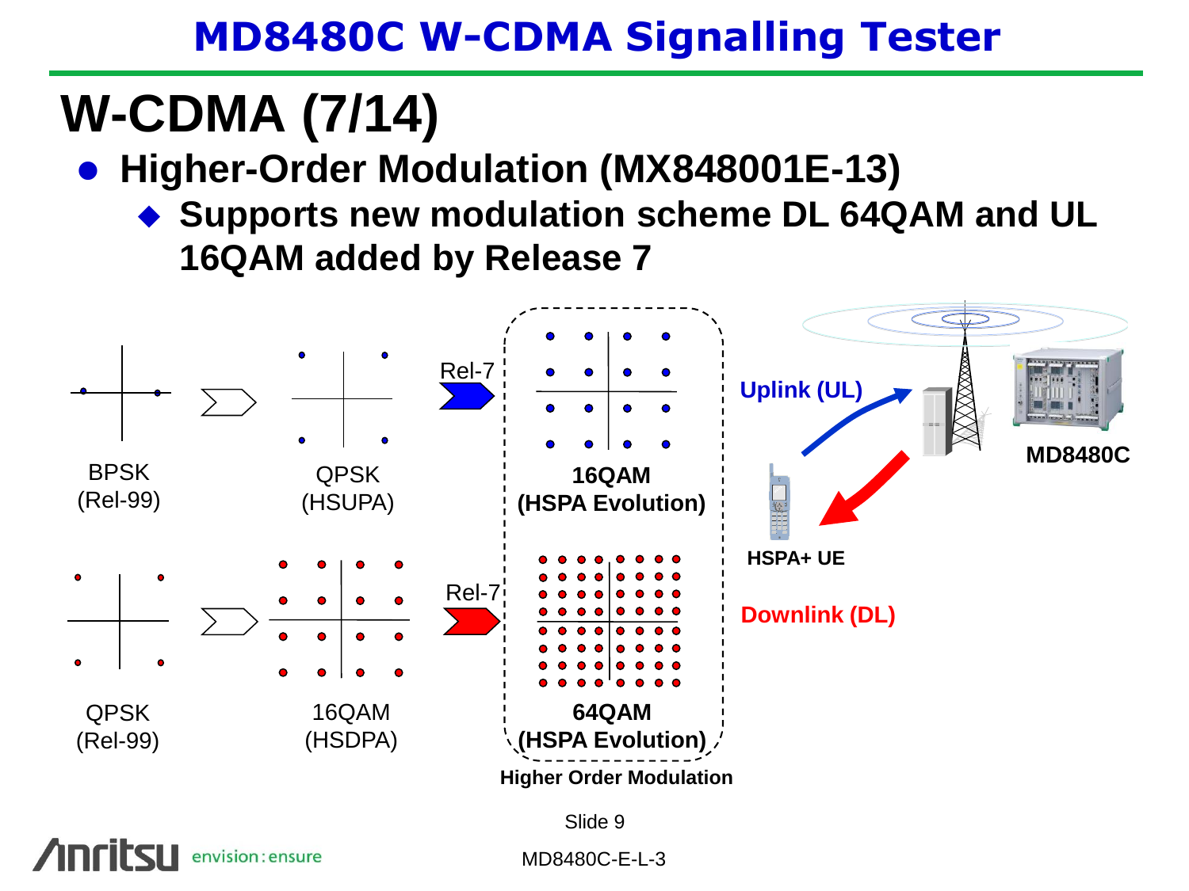# W-CDMA (7/14)

- **Higher-Order Modulation (MX848001E-13)**
  - **Supports new modulation scheme DL 64QAM and UL 16QAM added by Release 7**

BPSK (Rel-99) → QPSK (HSUPA) → Rel-7 → **16QAM (HSPA Evolution)**

QPSK (Rel-99) → 16QAM (HSDPA) → Rel-7 → **64QAM (HSPA Evolution)**

**Higher Order Modulation**

**Uplink (UL)**

**Downlink (DL)**

**HSPA+ UE**

**MD8480C**

MD8480C-E-L-3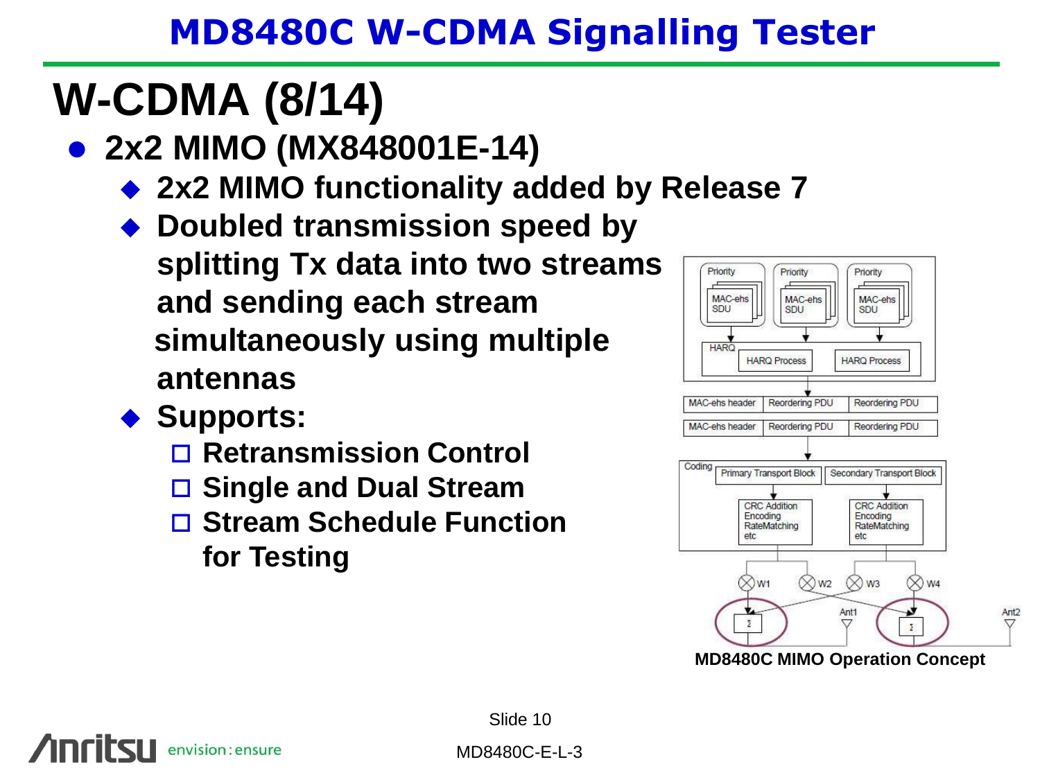# W-CDMA (8/14)

- **2x2 MIMO (MX848001E-14)**
  - **2x2 MIMO functionality added by Release 7**
  - **Doubled transmission speed by splitting Tx data into two streams and sending each stream simultaneously using multiple antennas**
  - **Supports:**
    - ☐ **Retransmission Control**
    - ☐ **Single and Dual Stream**
    - ☐ **Stream Schedule Function for Testing**

**MD8480C MIMO Operation Concept**

MD8480C-E-L-3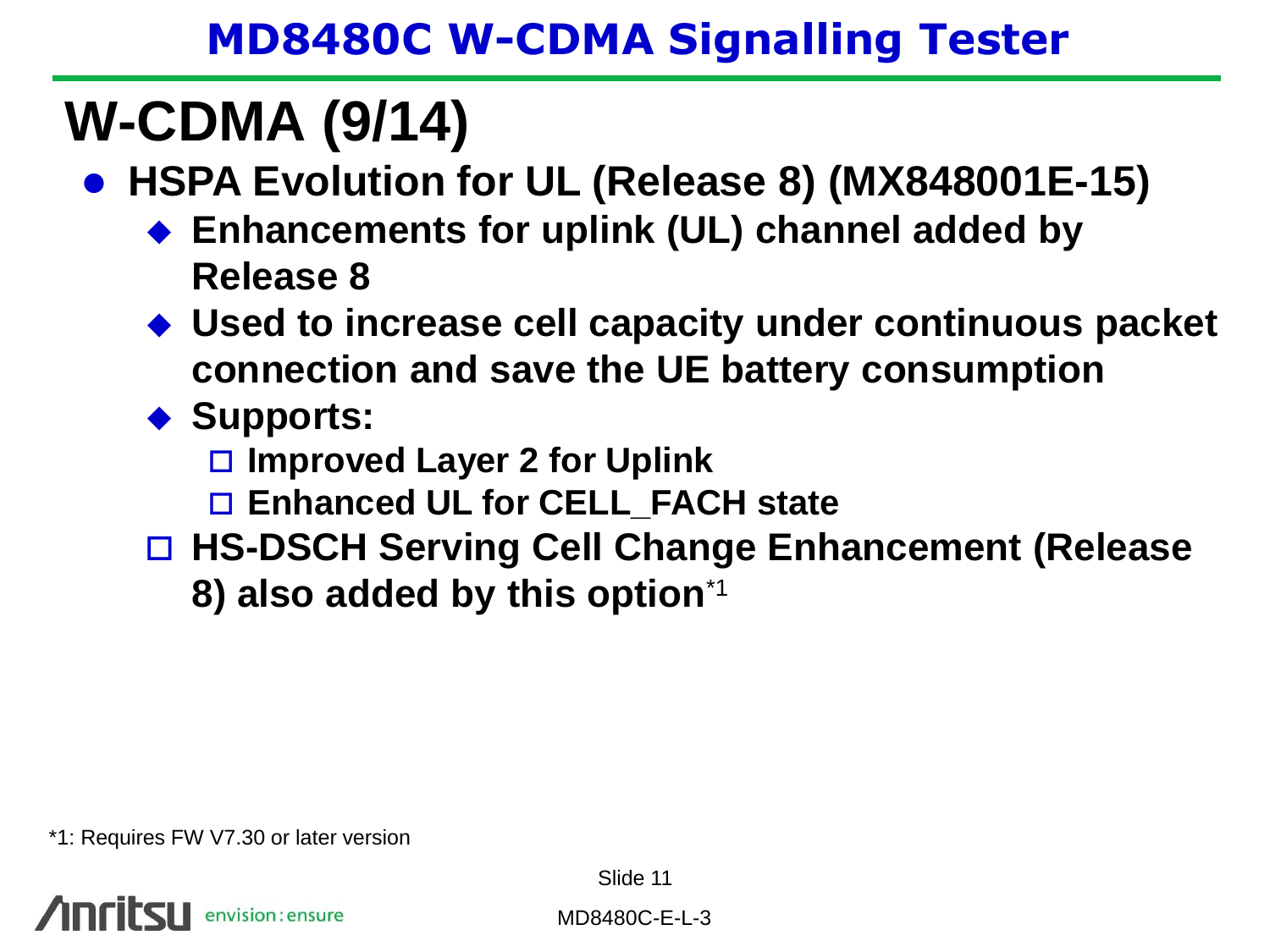# W-CDMA (9/14)

- **HSPA Evolution for UL (Release 8) (MX848001E-15)**
  - **Enhancements for uplink (UL) channel added by Release 8**
  - **Used to increase cell capacity under continuous packet connection and save the UE battery consumption**
  - **Supports:**
    - **Improved Layer 2 for Uplink**
    - **Enhanced UL for CELL_FACH state**
  - **HS-DSCH Serving Cell Change Enhancement (Release 8) also added by this option**[*1]

*1: Requires FW V7.30 or later version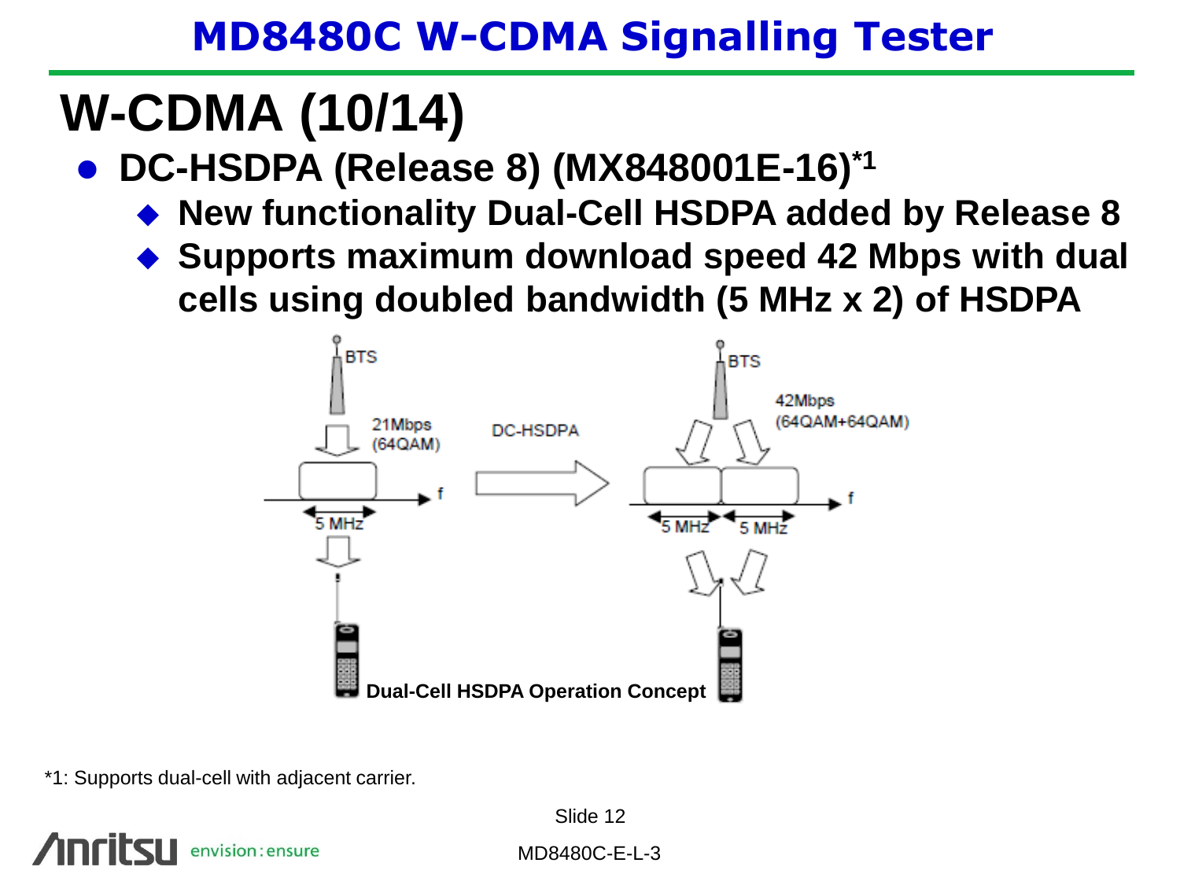# W-CDMA (10/14)

- **DC-HSDPA (Release 8) (MX848001E-16)*1**
  - **New functionality Dual-Cell HSDPA added by Release 8**
  - **Supports maximum download speed 42 Mbps with dual cells using doubled bandwidth (5 MHz x 2) of HSDPA**

**Dual-Cell HSDPA Operation Concept**

*1: Supports dual-cell with adjacent carrier.

MD8480C-E-L-3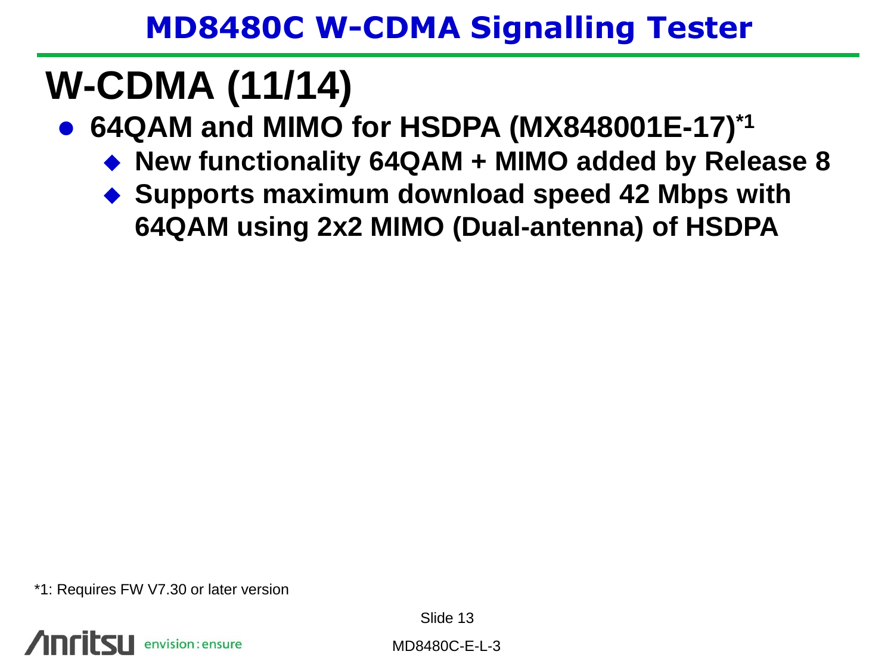# W-CDMA (11/14)

- **64QAM and MIMO for HSDPA (MX848001E-17)[*1]**
  - **New functionality 64QAM + MIMO added by Release 8**
  - **Supports maximum download speed 42 Mbps with 64QAM using 2x2 MIMO (Dual-antenna) of HSDPA**

*1: Requires FW V7.30 or later version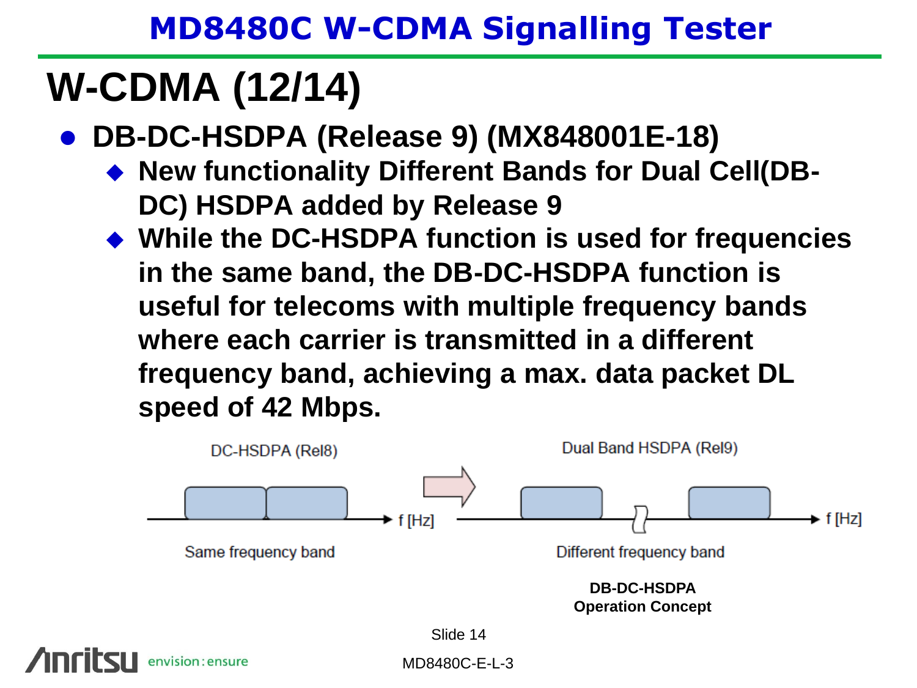# W-CDMA (12/14)

- **DB-DC-HSDPA (Release 9) (MX848001E-18)**
  - **New functionality Different Bands for Dual Cell(DB-DC) HSDPA added by Release 9**
  - **While the DC-HSDPA function is used for frequencies in the same band, the DB-DC-HSDPA function is useful for telecoms with multiple frequency bands where each carrier is transmitted in a different frequency band, achieving a max. data packet DL speed of 42 Mbps.**

DC-HSDPA (Rel8)

f [Hz]

Same frequency band

Dual Band HSDPA (Rel9)

f [Hz]

Different frequency band

**DB-DC-HSDPA**
**Operation Concept**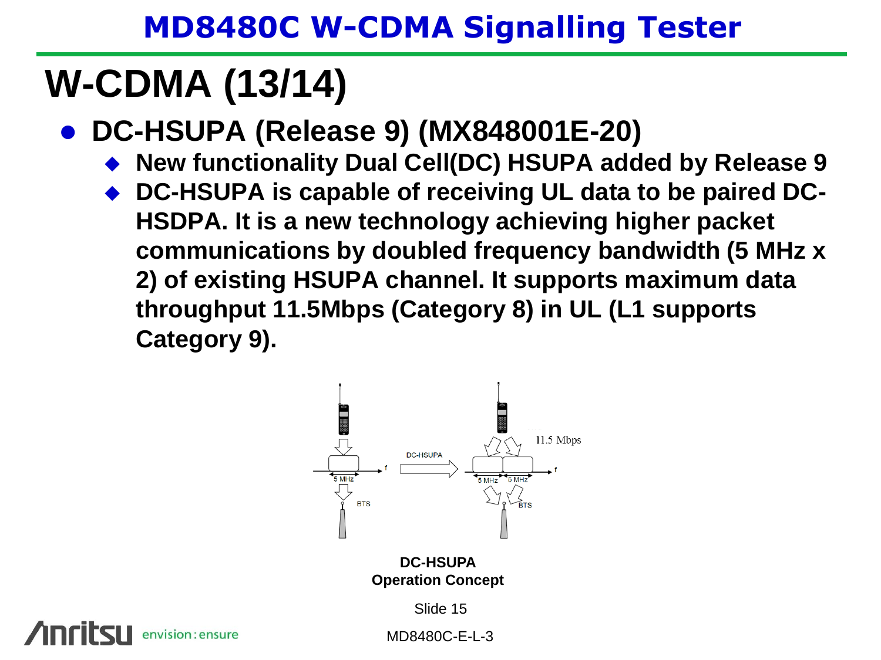# W-CDMA (13/14)

- **DC-HSUPA (Release 9) (MX848001E-20)**
  - **New functionality Dual Cell(DC) HSUPA added by Release 9**
  - **DC-HSUPA is capable of receiving UL data to be paired DC-HSDPA. It is a new technology achieving higher packet communications by doubled frequency bandwidth (5 MHz x 2) of existing HSUPA channel. It supports maximum data throughput 11.5Mbps (Category 8) in UL (L1 supports Category 9).**

5 MHz BTS DC-HSUPA 11.5 Mbps 5 MHz 5 MHz BTS

**DC-HSUPA Operation Concept**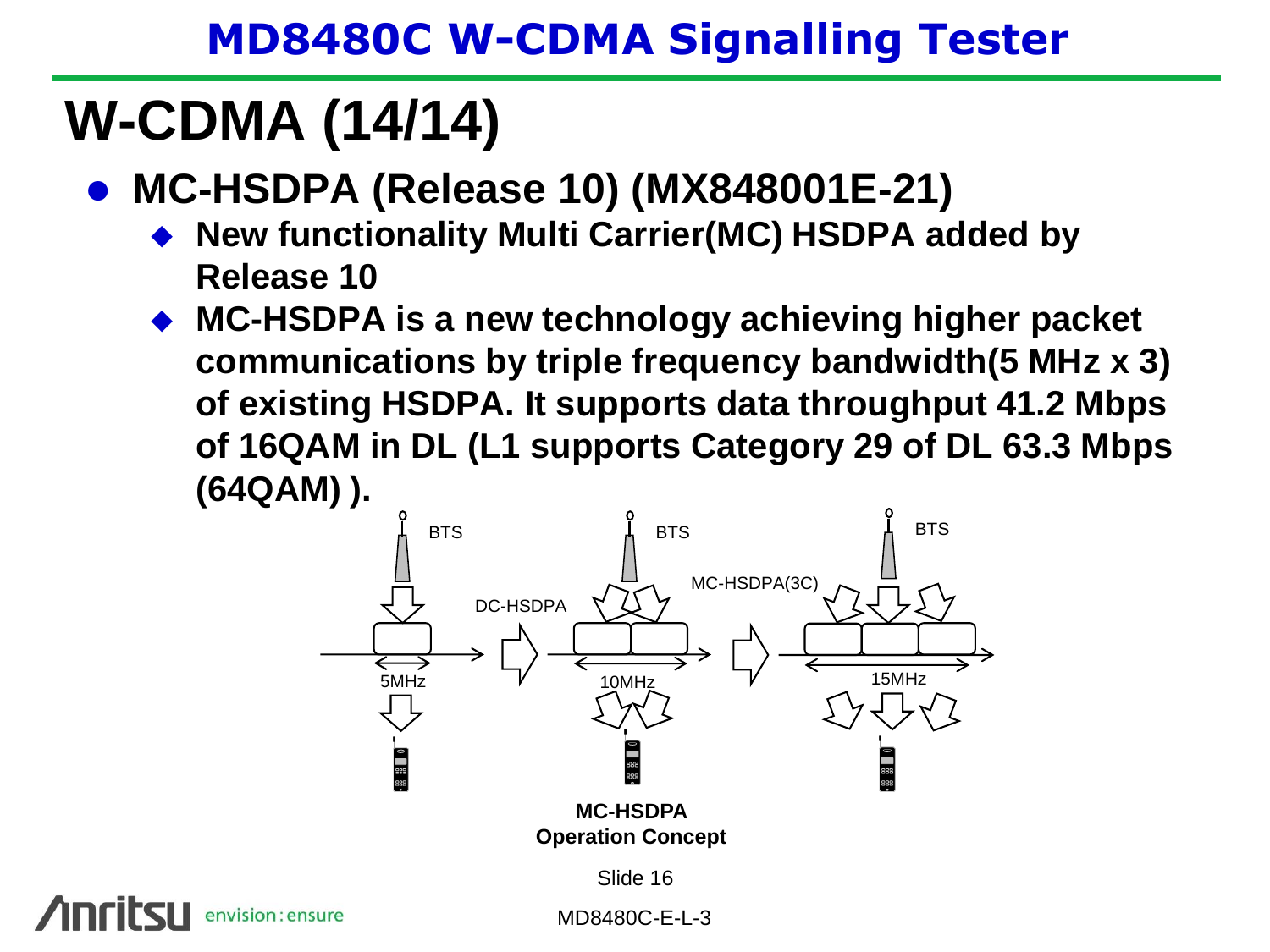# W-CDMA (14/14)

- **MC-HSDPA (Release 10) (MX848001E-21)**
  - **New functionality Multi Carrier(MC) HSDPA added by Release 10**
  - **MC-HSDPA is a new technology achieving higher packet communications by triple frequency bandwidth(5 MHz x 3) of existing HSDPA. It supports data throughput 41.2 Mbps of 16QAM in DL (L1 supports Category 29 of DL 63.3 Mbps (64QAM) ).**

BTS | BTS | BTS

DC-HSDPA | MC-HSDPA(3C)

5MHz | 10MHz | 15MHz

**MC-HSDPA Operation Concept**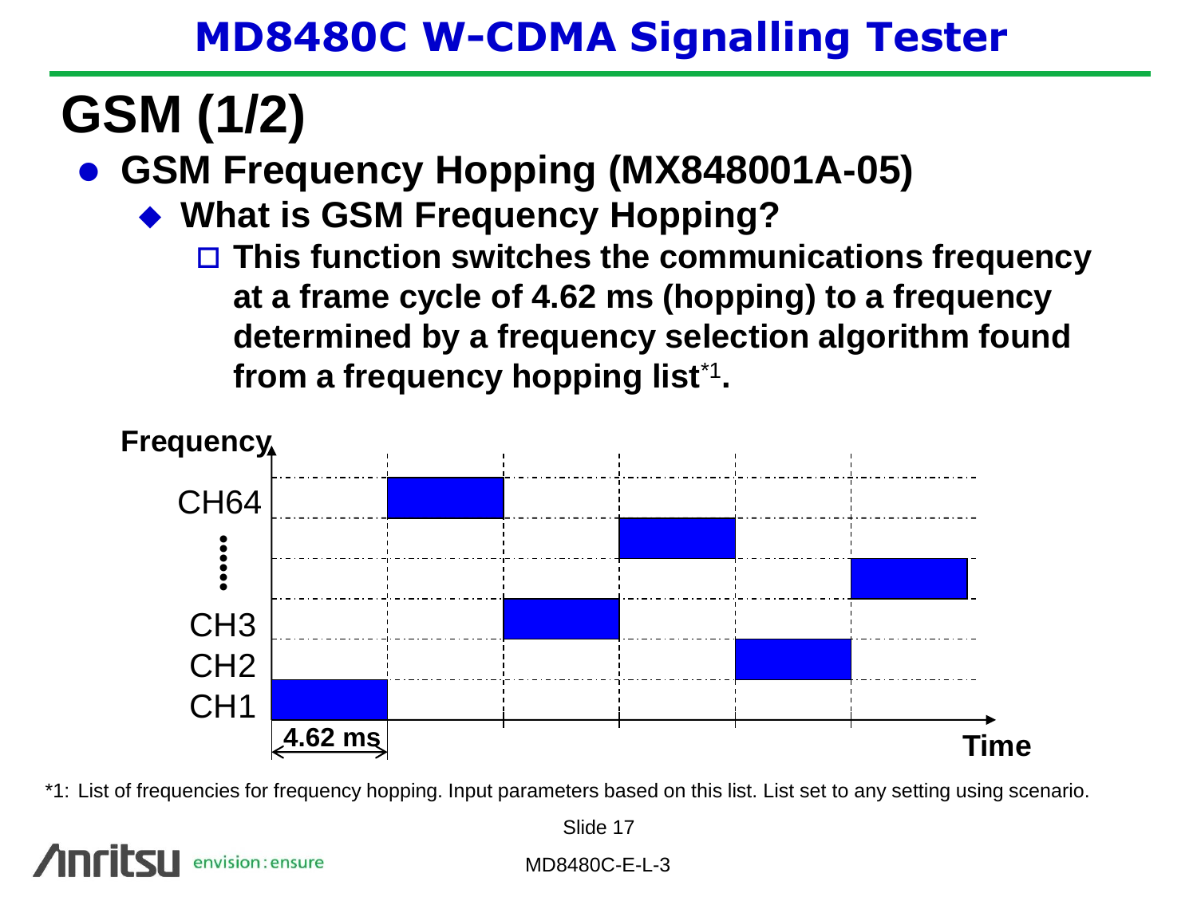# GSM (1/2)

- **GSM Frequency Hopping (MX848001A-05)**
  - **What is GSM Frequency Hopping?**
    - **This function switches the communications frequency at a frame cycle of 4.62 ms (hopping) to a frequency determined by a frequency selection algorithm found from a frequency hopping list*1.**

Frequency

CH64

CH3

CH2

CH1

4.62 ms

Time

*1: List of frequencies for frequency hopping. Input parameters based on this list. List set to any setting using scenario.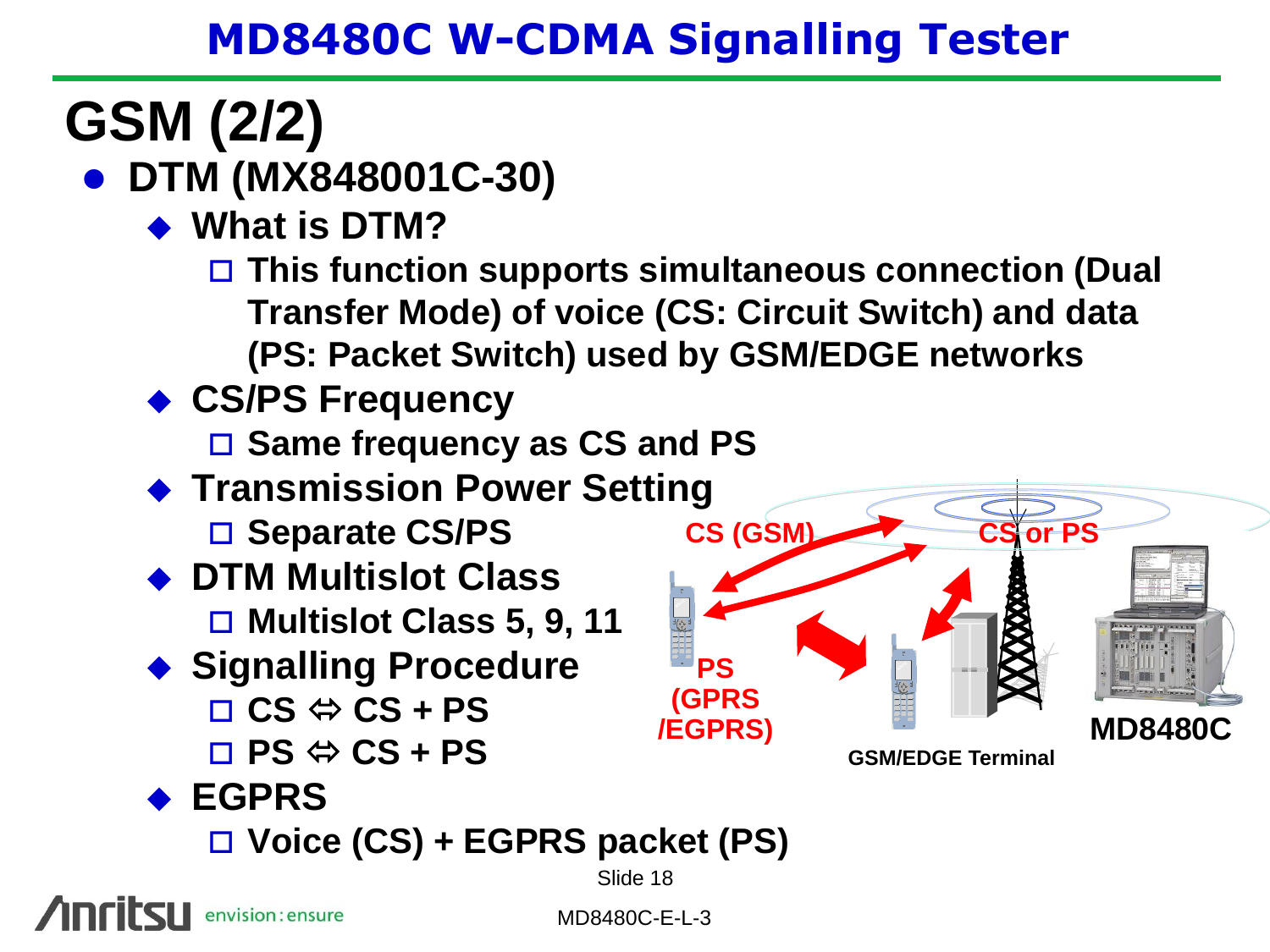# GSM (2/2)

- **DTM (MX848001C-30)**
  - **What is DTM?**
    - This function supports simultaneous connection (Dual Transfer Mode) of voice (CS: Circuit Switch) and data (PS: Packet Switch) used by GSM/EDGE networks
  - **CS/PS Frequency**
    - Same frequency as CS and PS
  - **Transmission Power Setting**
    - Separate CS/PS
  - **DTM Multislot Class**
    - Multislot Class 5, 9, 11
  - **Signalling Procedure**
    - CS ⇔ CS + PS
    - PS ⇔ CS + PS
  - **EGPRS**
    - Voice (CS) + EGPRS packet (PS)

CS (GSM)

CS or PS

PS (GPRS /EGPRS)

GSM/EDGE Terminal

MD8480C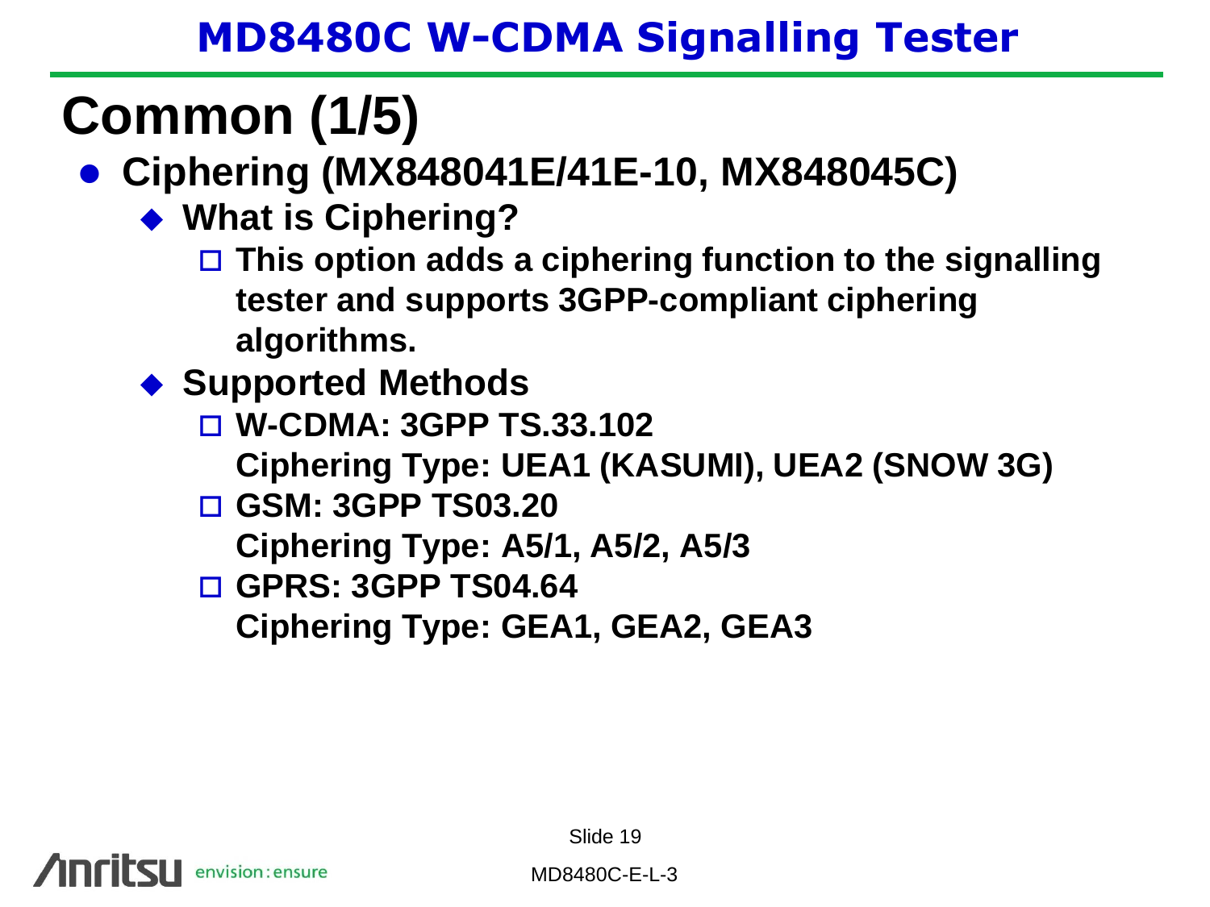# MD8480C W-CDMA Signalling Tester

## Common (1/5)

- **Ciphering (MX848041E/41E-10, MX848045C)**
  - **What is Ciphering?**
    - **This option adds a ciphering function to the signalling tester and supports 3GPP-compliant ciphering algorithms.**
  - **Supported Methods**
    - **W-CDMA: 3GPP TS.33.102**
      **Ciphering Type: UEA1 (KASUMI), UEA2 (SNOW 3G)**
    - **GSM: 3GPP TS03.20**
      **Ciphering Type: A5/1, A5/2, A5/3**
    - **GPRS: 3GPP TS04.64**
      **Ciphering Type: GEA1, GEA2, GEA3**

MD8480C-E-L-3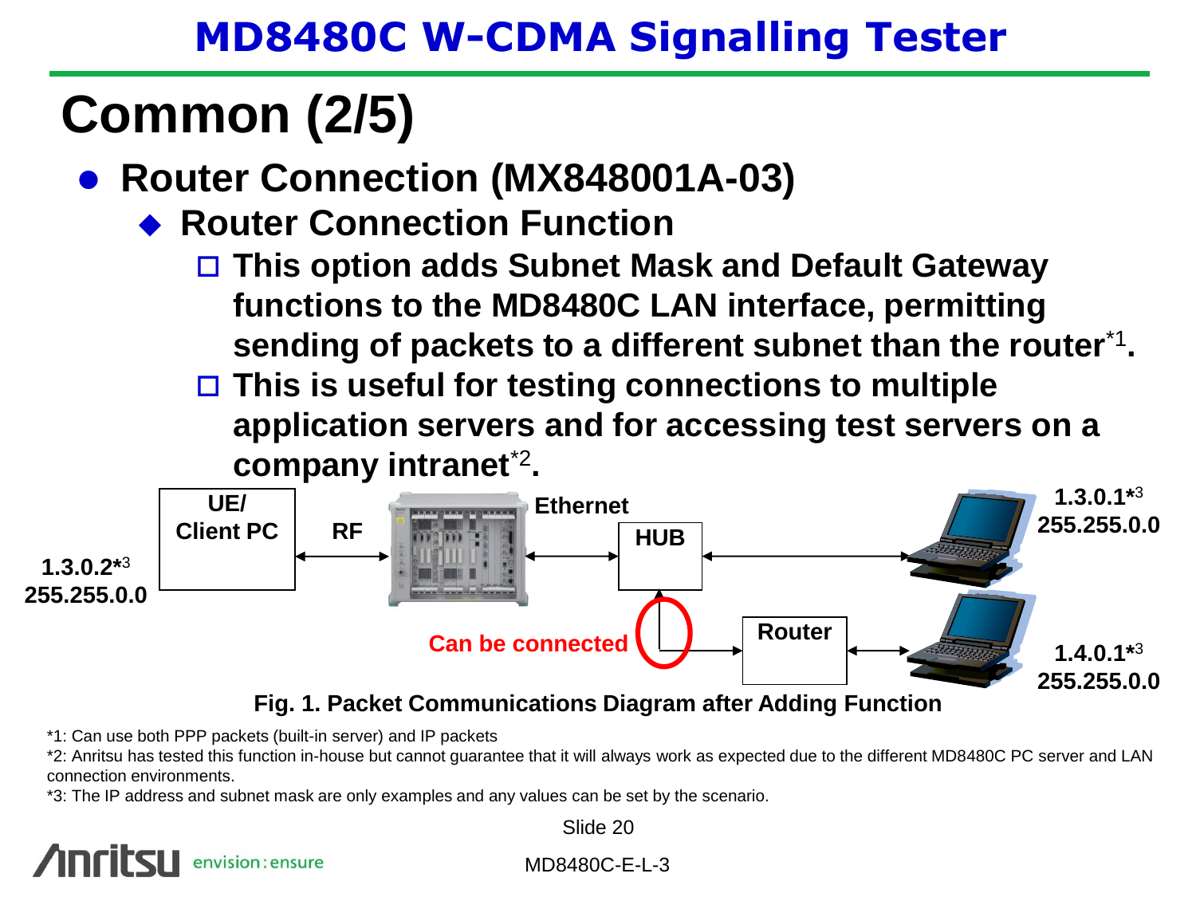# Common (2/5)

- **Router Connection (MX848001A-03)**
  - **Router Connection Function**
    - This option adds Subnet Mask and Default Gateway functions to the MD8480C LAN interface, permitting sending of packets to a different subnet than the router[*1].
    - This is useful for testing connections to multiple application servers and for accessing test servers on a company intranet[*2].

UE/ Client PC — RF — Ethernet — HUB — Router

1.3.0.2*[3] 255.255.0.0

1.3.0.1*[3] 255.255.0.0

1.4.0.1*[3] 255.255.0.0

Can be connected

**Fig. 1. Packet Communications Diagram after Adding Function**

*1: Can use both PPP packets (built-in server) and IP packets

*2: Anritsu has tested this function in-house but cannot guarantee that it will always work as expected due to the different MD8480C PC server and LAN connection environments.

*3: The IP address and subnet mask are only examples and any values can be set by the scenario.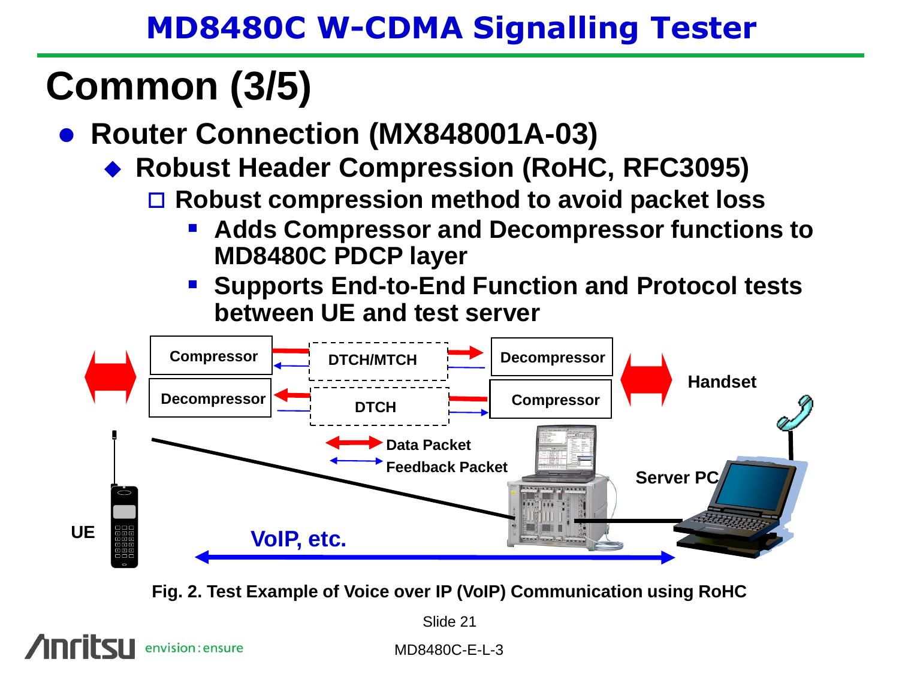# Common (3/5)

- **Router Connection (MX848001A-03)**
  - **Robust Header Compression (RoHC, RFC3095)**
    - **Robust compression method to avoid packet loss**
      - **Adds Compressor and Decompressor functions to MD8480C PDCP layer**
      - **Supports End-to-End Function and Protocol tests between UE and test server**

Compressor | DTCH/MTCH | Decompressor

Decompressor | DTCH | Compressor

Handset

Data Packet

Feedback Packet

Server PC

UE

VoIP, etc.

**Fig. 2. Test Example of Voice over IP (VoIP) Communication using RoHC**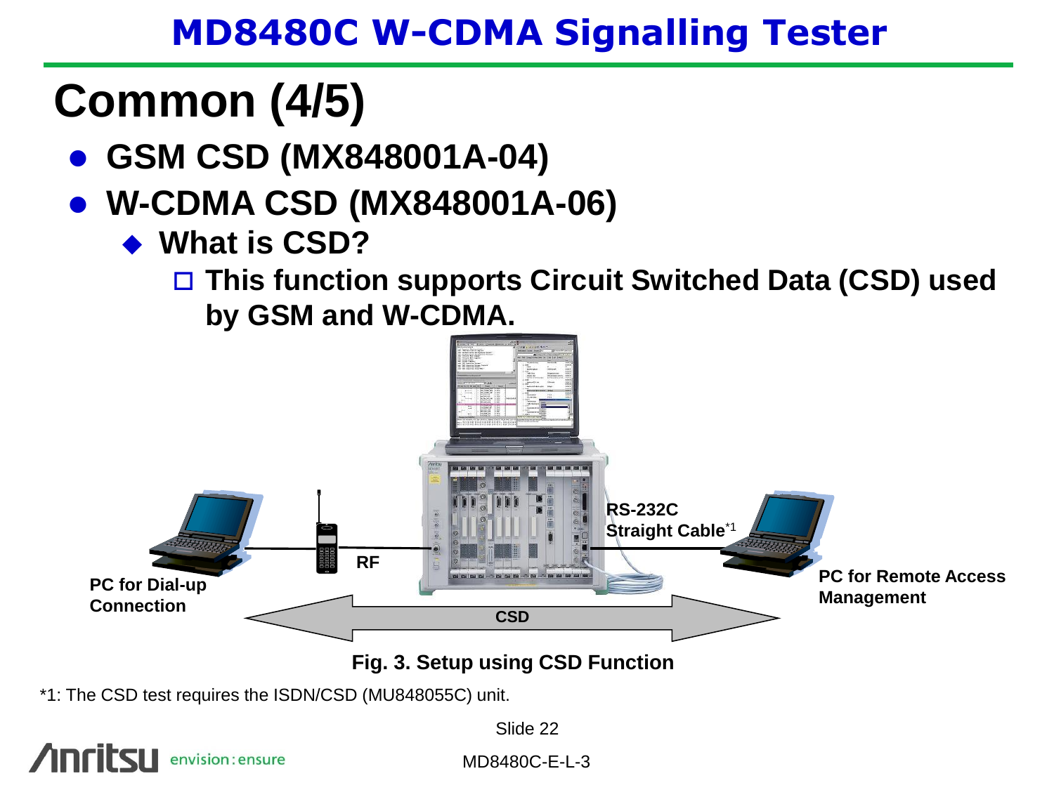# MD8480C W-CDMA Signalling Tester

## Common (4/5)

- **GSM CSD (MX848001A-04)**
- **W-CDMA CSD (MX848001A-06)**
  - **What is CSD?**
    - **This function supports Circuit Switched Data (CSD) used by GSM and W-CDMA.**

PC for Dial-up Connection

RF

RS-232C Straight Cable*1

PC for Remote Access Management

CSD

**Fig. 3. Setup using CSD Function**

*1: The CSD test requires the ISDN/CSD (MU848055C) unit.

MD8480C-E-L-3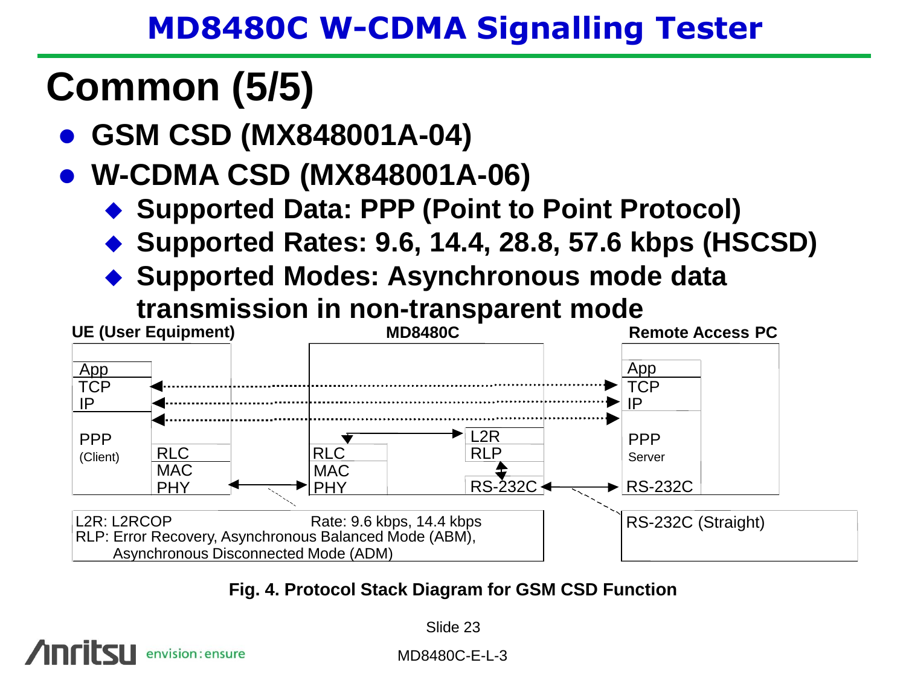# Common (5/5)

- **GSM CSD (MX848001A-04)**
- **W-CDMA CSD (MX848001A-06)**
  - **Supported Data: PPP (Point to Point Protocol)**
  - **Supported Rates: 9.6, 14.4, 28.8, 57.6 kbps (HSCSD)**
  - **Supported Modes: Asynchronous mode data transmission in non-transparent mode**

| UE (User Equipment) | | MD8480C | | Remote Access PC |
|---|---|---|---|---|
| App / TCP / IP | | | | App / TCP / IP |
| PPP (Client) | RLC / MAC / PHY | RLC / MAC / PHY | L2R / RLP / RS-232C | PPP Server / RS-232C |

L2R: L2RCOP Rate: 9.6 kbps, 14.4 kbps
RLP: Error Recovery, Asynchronous Balanced Mode (ABM), Asynchronous Disconnected Mode (ADM)

RS-232C (Straight)

**Fig. 4. Protocol Stack Diagram for GSM CSD Function**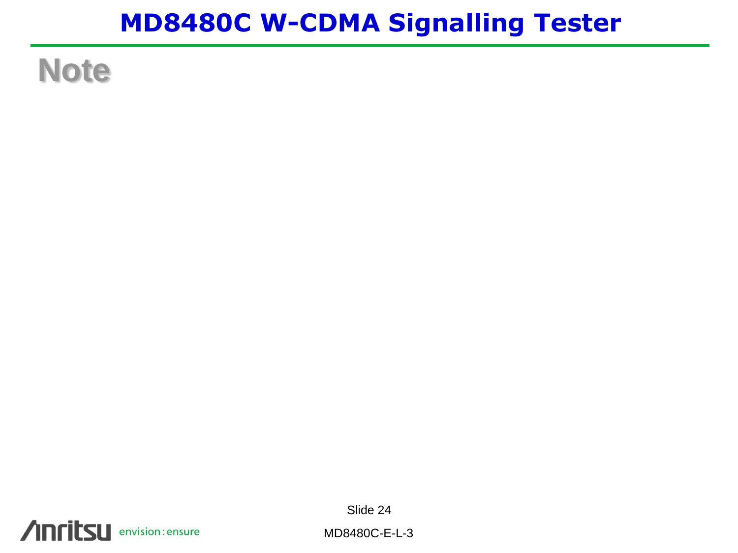# Note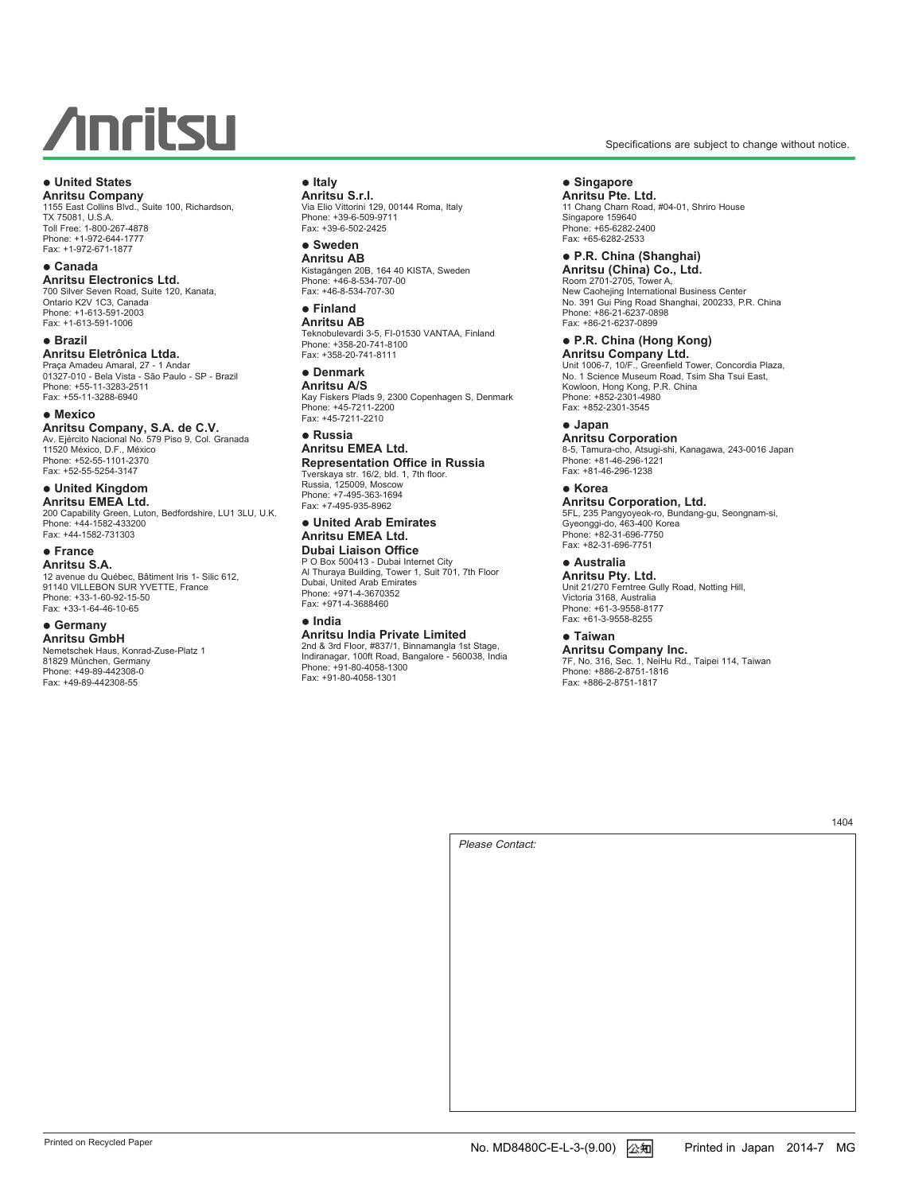# Anritsu

Specifications are subject to change without notice.

## ● United States

**Anritsu Company**
1155 East Collins Blvd., Suite 100, Richardson, TX 75081, U.S.A.
Toll Free: 1-800-267-4878
Phone: +1-972-644-1777
Fax: +1-972-671-1877

## ● Canada

**Anritsu Electronics Ltd.**
700 Silver Seven Road, Suite 120, Kanata, Ontario K2V 1C3, Canada
Phone: +1-613-591-2003
Fax: +1-613-591-1006

## ● Brazil

**Anritsu Eletrônica Ltda.**
Praça Amadeu Amaral, 27 - 1 Andar
01327-010 - Bela Vista - São Paulo - SP - Brazil
Phone: +55-11-3283-2511
Fax: +55-11-3288-6940

## ● Mexico

**Anritsu Company, S.A. de C.V.**
Av. Ejército Nacional No. 579 Piso 9, Col. Granada
11520 México, D.F., México
Phone: +52-55-1101-2370
Fax: +52-55-5254-3147

## ● United Kingdom

**Anritsu EMEA Ltd.**
200 Capability Green, Luton, Bedfordshire, LU1 3LU, U.K.
Phone: +44-1582-433200
Fax: +44-1582-731303

## ● France

**Anritsu S.A.**
12 avenue du Québec, Bâtiment Iris 1- Silic 612, 91140 VILLEBON SUR YVETTE, France
Phone: +33-1-60-92-15-50
Fax: +33-1-64-46-10-65

## ● Germany

**Anritsu GmbH**
Nemetschek Haus, Konrad-Zuse-Platz 1
81829 München, Germany
Phone: +49-89-442308-0
Fax: +49-89-442308-55

## ● Italy

**Anritsu S.r.l.**
Via Elio Vittorini 129, 00144 Roma, Italy
Phone: +39-6-509-9711
Fax: +39-6-502-2425

## ● Sweden

**Anritsu AB**
Kistagången 20B, 164 40 KISTA, Sweden
Phone: +46-8-534-707-00
Fax: +46-8-534-707-30

## ● Finland

**Anritsu AB**
Teknobulevardi 3-5, FI-01530 VANTAA, Finland
Phone: +358-20-741-8100
Fax: +358-20-741-8111

## ● Denmark

**Anritsu A/S**
Kay Fiskers Plads 9, 2300 Copenhagen S, Denmark
Phone: +45-7211-2200
Fax: +45-7211-2210

## ● Russia

**Anritsu EMEA Ltd.**
**Representation Office in Russia**
Tverskaya str. 16/2, bld. 1, 7th floor.
Russia, 125009, Moscow
Phone: +7-495-363-1694
Fax: +7-495-935-8962

## ● United Arab Emirates

**Anritsu EMEA Ltd.**
**Dubai Liaison Office**
P O Box 500413 - Dubai Internet City
Al Thuraya Building, Tower 1, Suit 701, 7th Floor
Dubai, United Arab Emirates
Phone: +971-4-3670352
Fax: +971-4-3688460

## ● India

**Anritsu India Private Limited**
2nd & 3rd Floor, #837/1, Binnamangla 1st Stage, Indiranagar, 100ft Road, Bangalore - 560038, India
Phone: +91-80-4058-1300
Fax: +91-80-4058-1301

## ● Singapore

**Anritsu Pte. Ltd.**
11 Chang Charn Road, #04-01, Shriro House
Singapore 159640
Phone: +65-6282-2400
Fax: +65-6282-2533

## ● P.R. China (Shanghai)

**Anritsu (China) Co., Ltd.**
Room 2701-2705, Tower A,
New Caohejing International Business Center
No. 391 Gui Ping Road Shanghai, 200233, P.R. China
Phone: +86-21-6237-0898
Fax: +86-21-6237-0899

## ● P.R. China (Hong Kong)

**Anritsu Company Ltd.**
Unit 1006-7, 10/F., Greenfield Tower, Concordia Plaza,
No. 1 Science Museum Road, Tsim Sha Tsui East,
Kowloon, Hong Kong, P.R. China
Phone: +852-2301-4980
Fax: +852-2301-3545

## ● Japan

**Anritsu Corporation**
8-5, Tamura-cho, Atsugi-shi, Kanagawa, 243-0016 Japan
Phone: +81-46-296-1221
Fax: +81-46-296-1238

## ● Korea

**Anritsu Corporation, Ltd.**
5FL, 235 Pangyoyeok-ro, Bundang-gu, Seongnam-si, Gyeonggi-do, 463-400 Korea
Phone: +82-31-696-7750
Fax: +82-31-696-7751

## ● Australia

**Anritsu Pty. Ltd.**
Unit 21/270 Ferntree Gully Road, Notting Hill, Victoria 3168, Australia
Phone: +61-3-9558-8177
Fax: +61-3-9558-8255

## ● Taiwan

**Anritsu Company Inc.**
7F, No. 316, Sec. 1, NeiHu Rd., Taipei 114, Taiwan
Phone: +886-2-8751-1816
Fax: +886-2-8751-1817

1404

*Please Contact:*

Printed on Recycled Paper

No. MD8480C-E-L-3-(9.00) 公知 Printed in Japan 2014-7 MG